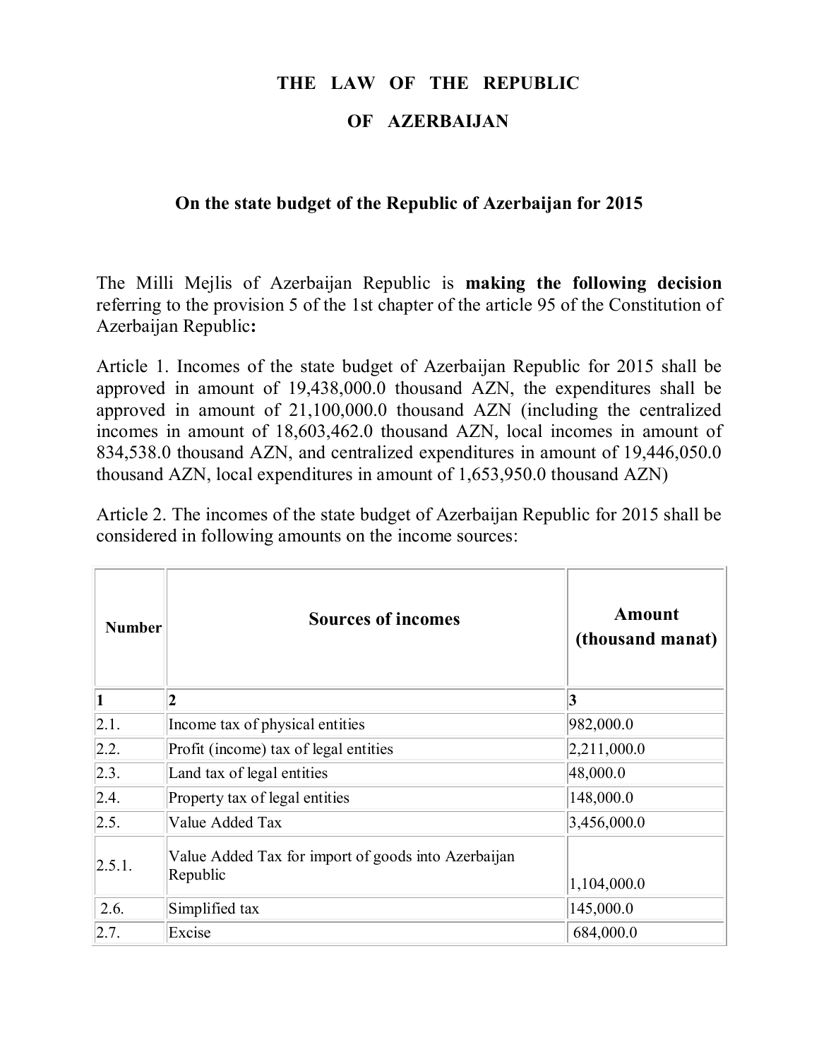# THE LAW OF THE REPUBLIC OF AZERBAIJAN

## On the state budget of the Republic of Azerbaijan for 2015

The Milli Mejlis of Azerbaijan Republic is **making the following decision** referring to the provision 5 of the 1st chapter of the article 95 of the Constitution of Azerbaijan Republic**:**

Article 1. Incomes of the state budget of Azerbaijan Republic for 2015 shall be approved in amount of 19,438,000.0 thousand AZN, the expenditures shall be approved in amount of 21,100,000.0 thousand AZN (including the centralized incomes in amount of 18,603,462.0 thousand AZN, local incomes in amount of 834,538.0 thousand AZN, and centralized expenditures in amount of 19,446,050.0 thousand AZN, local expenditures in amount of 1,653,950.0 thousand AZN)

Article 2. The incomes of the state budget of Azerbaijan Republic for 2015 shall be considered in following amounts on the income sources:

| Number | Sources of incomes | Amount (thousand manat) |
|---|---|---|
| 1 | 2 | 3 |
| 2.1. | Income tax of physical entities | 982,000.0 |
| 2.2. | Profit (income) tax of legal entities | 2,211,000.0 |
| 2.3. | Land tax of legal entities | 48,000.0 |
| 2.4. | Property tax of legal entities | 148,000.0 |
| 2.5. | Value Added Tax | 3,456,000.0 |
| 2.5.1. | Value Added Tax for import of goods into Azerbaijan Republic | 1,104,000.0 |
| 2.6. | Simplified tax | 145,000.0 |
| 2.7. | Excise | 684,000.0 |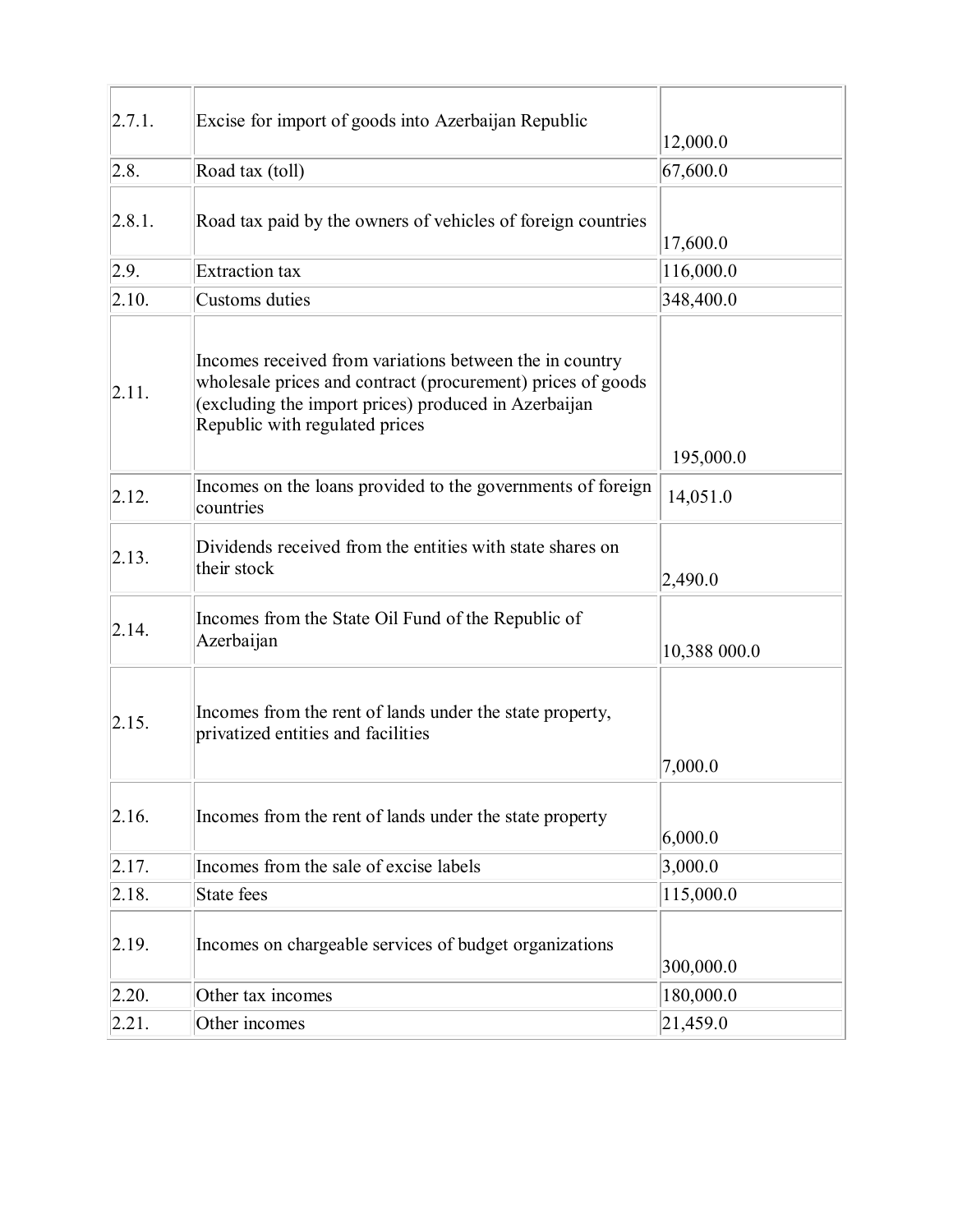| | | |
|---|---|---|
| 2.7.1. | Excise for import of goods into Azerbaijan Republic | 12,000.0 |
| 2.8. | Road tax (toll) | 67,600.0 |
| 2.8.1. | Road tax paid by the owners of vehicles of foreign countries | 17,600.0 |
| 2.9. | Extraction tax | 116,000.0 |
| 2.10. | Customs duties | 348,400.0 |
| 2.11. | Incomes received from variations between the in country wholesale prices and contract (procurement) prices of goods (excluding the import prices) produced in Azerbaijan Republic with regulated prices | 195,000.0 |
| 2.12. | Incomes on the loans provided to the governments of foreign countries | 14,051.0 |
| 2.13. | Dividends received from the entities with state shares on their stock | 2,490.0 |
| 2.14. | Incomes from the State Oil Fund of the Republic of Azerbaijan | 10,388 000.0 |
| 2.15. | Incomes from the rent of lands under the state property, privatized entities and facilities | 7,000.0 |
| 2.16. | Incomes from the rent of lands under the state property | 6,000.0 |
| 2.17. | Incomes from the sale of excise labels | 3,000.0 |
| 2.18. | State fees | 115,000.0 |
| 2.19. | Incomes on chargeable services of budget organizations | 300,000.0 |
| 2.20. | Other tax incomes | 180,000.0 |
| 2.21. | Other incomes | 21,459.0 |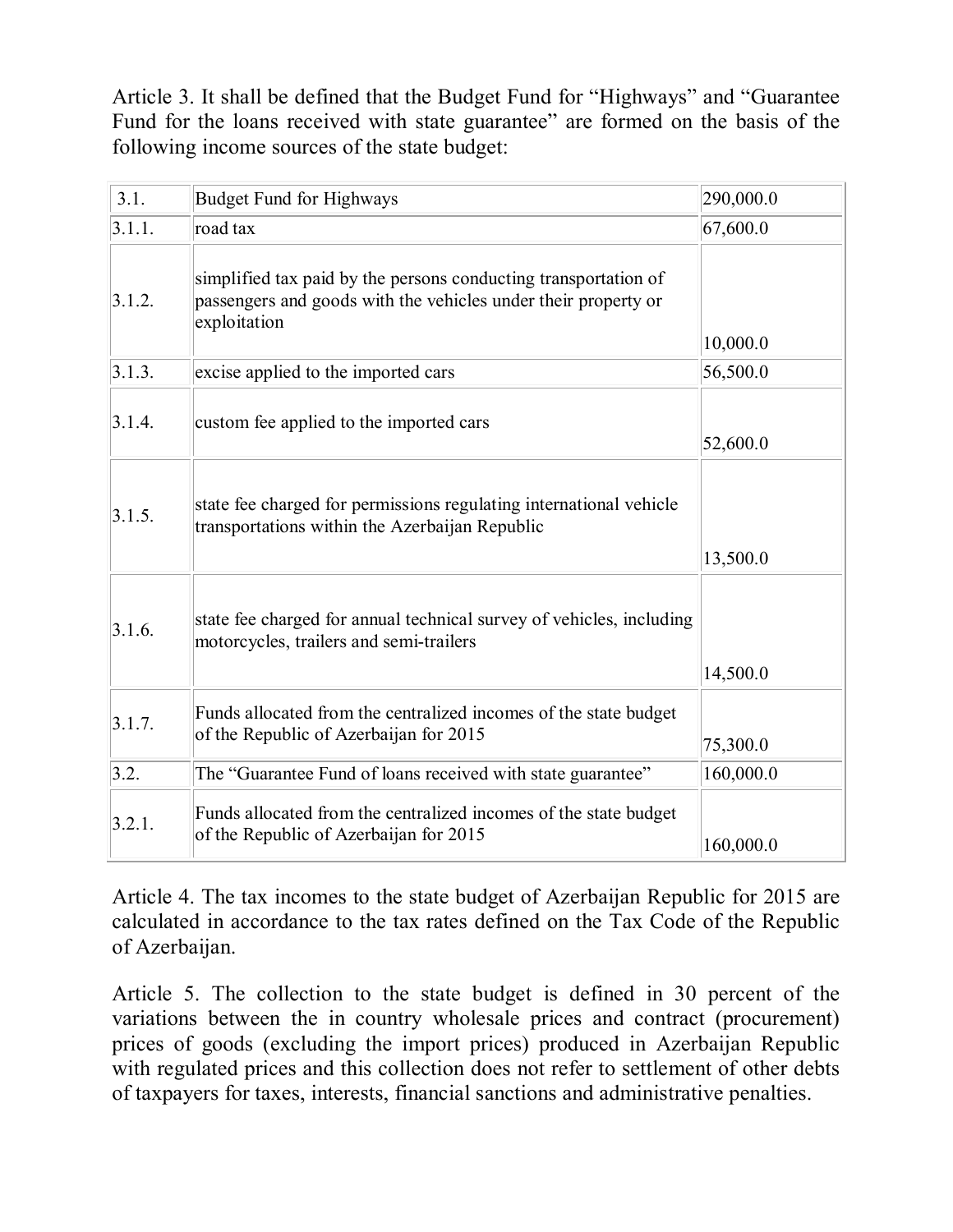Article 3. It shall be defined that the Budget Fund for “Highways” and “Guarantee Fund for the loans received with state guarantee” are formed on the basis of the following income sources of the state budget:

| 3.1. | Budget Fund for Highways | 290,000.0 |
|---|---|---|
| 3.1.1. | road tax | 67,600.0 |
| 3.1.2. | simplified tax paid by the persons conducting transportation of passengers and goods with the vehicles under their property or exploitation | 10,000.0 |
| 3.1.3. | excise applied to the imported cars | 56,500.0 |
| 3.1.4. | custom fee applied to the imported cars | 52,600.0 |
| 3.1.5. | state fee charged for permissions regulating international vehicle transportations within the Azerbaijan Republic | 13,500.0 |
| 3.1.6. | state fee charged for annual technical survey of vehicles, including motorcycles, trailers and semi-trailers | 14,500.0 |
| 3.1.7. | Funds allocated from the centralized incomes of the state budget of the Republic of Azerbaijan for 2015 | 75,300.0 |
| 3.2. | The “Guarantee Fund of loans received with state guarantee” | 160,000.0 |
| 3.2.1. | Funds allocated from the centralized incomes of the state budget of the Republic of Azerbaijan for 2015 | 160,000.0 |

Article 4. The tax incomes to the state budget of Azerbaijan Republic for 2015 are calculated in accordance to the tax rates defined on the Tax Code of the Republic of Azerbaijan.

Article 5. The collection to the state budget is defined in 30 percent of the variations between the in country wholesale prices and contract (procurement) prices of goods (excluding the import prices) produced in Azerbaijan Republic with regulated prices and this collection does not refer to settlement of other debts of taxpayers for taxes, interests, financial sanctions and administrative penalties.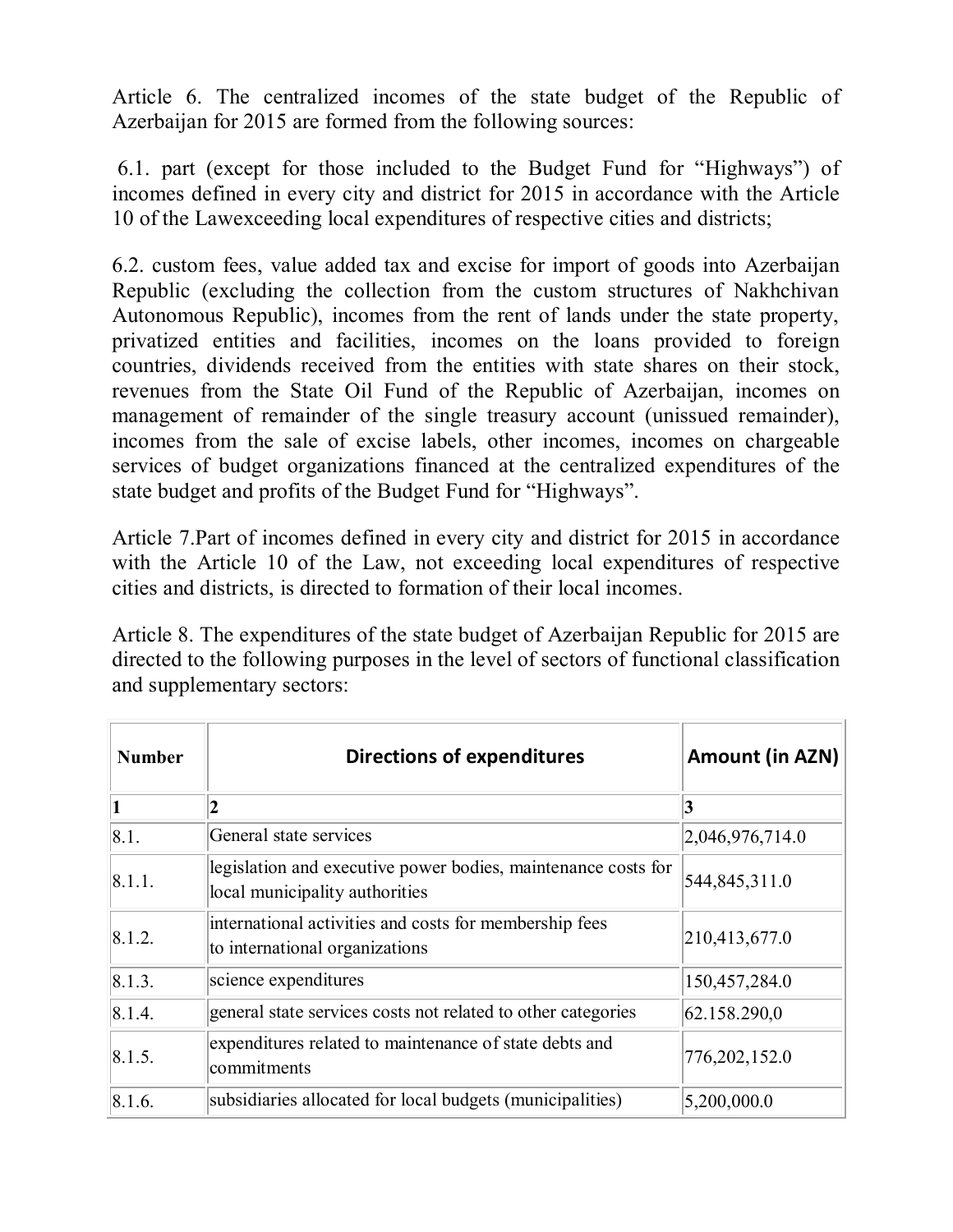Article 6. The centralized incomes of the state budget of the Republic of Azerbaijan for 2015 are formed from the following sources:

6.1. part (except for those included to the Budget Fund for "Highways") of incomes defined in every city and district for 2015 in accordance with the Article 10 of the Lawexceeding local expenditures of respective cities and districts;

6.2. custom fees, value added tax and excise for import of goods into Azerbaijan Republic (excluding the collection from the custom structures of Nakhchivan Autonomous Republic), incomes from the rent of lands under the state property, privatized entities and facilities, incomes on the loans provided to foreign countries, dividends received from the entities with state shares on their stock, revenues from the State Oil Fund of the Republic of Azerbaijan, incomes on management of remainder of the single treasury account (unissued remainder), incomes from the sale of excise labels, other incomes, incomes on chargeable services of budget organizations financed at the centralized expenditures of the state budget and profits of the Budget Fund for "Highways".

Article 7.Part of incomes defined in every city and district for 2015 in accordance with the Article 10 of the Law, not exceeding local expenditures of respective cities and districts, is directed to formation of their local incomes.

Article 8. The expenditures of the state budget of Azerbaijan Republic for 2015 are directed to the following purposes in the level of sectors of functional classification and supplementary sectors:

| Number | Directions of expenditures | Amount (in AZN) |
|---|---|---|
| 1 | 2 | 3 |
| 8.1. | General state services | 2,046,976,714.0 |
| 8.1.1. | legislation and executive power bodies, maintenance costs for local municipality authorities | 544,845,311.0 |
| 8.1.2. | international activities and costs for membership fees to international organizations | 210,413,677.0 |
| 8.1.3. | science expenditures | 150,457,284.0 |
| 8.1.4. | general state services costs not related to other categories | 62.158.290,0 |
| 8.1.5. | expenditures related to maintenance of state debts and commitments | 776,202,152.0 |
| 8.1.6. | subsidiaries allocated for local budgets (municipalities) | 5,200,000.0 |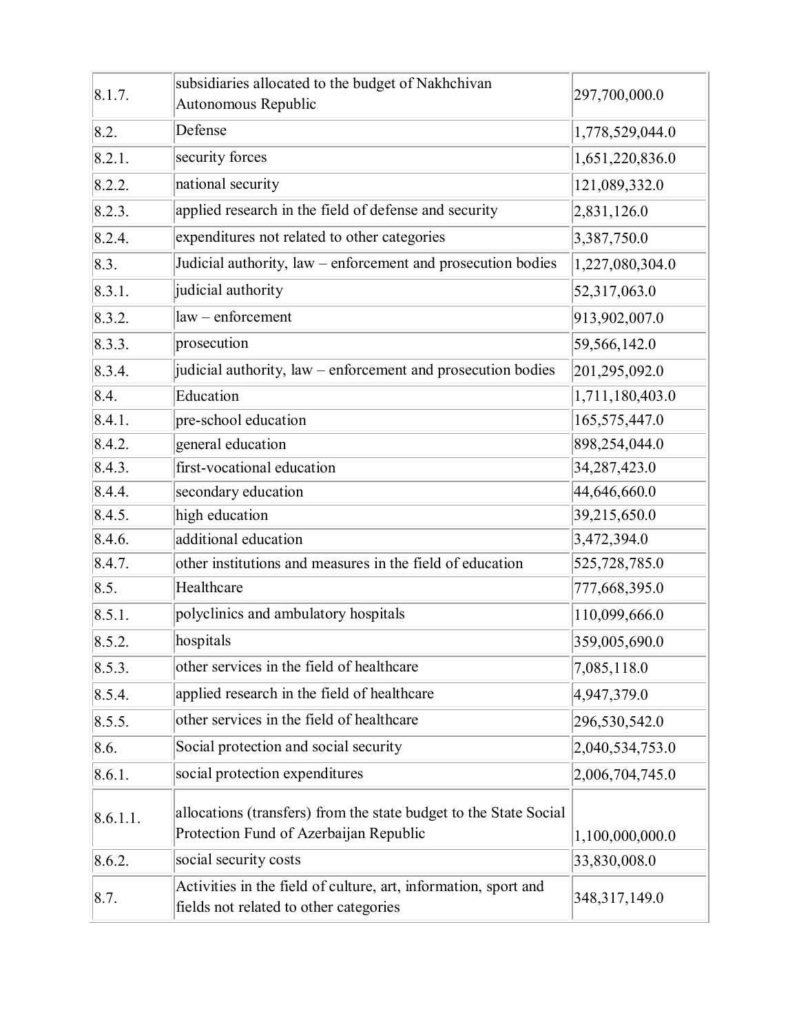| 8.1.7. | subsidiaries allocated to the budget of Nakhchivan Autonomous Republic | 297,700,000.0 |
|---|---|---|
| 8.2. | Defense | 1,778,529,044.0 |
| 8.2.1. | security forces | 1,651,220,836.0 |
| 8.2.2. | national security | 121,089,332.0 |
| 8.2.3. | applied research in the field of defense and security | 2,831,126.0 |
| 8.2.4. | expenditures not related to other categories | 3,387,750.0 |
| 8.3. | Judicial authority, law – enforcement and prosecution bodies | 1,227,080,304.0 |
| 8.3.1. | judicial authority | 52,317,063.0 |
| 8.3.2. | law – enforcement | 913,902,007.0 |
| 8.3.3. | prosecution | 59,566,142.0 |
| 8.3.4. | judicial authority, law – enforcement and prosecution bodies | 201,295,092.0 |
| 8.4. | Education | 1,711,180,403.0 |
| 8.4.1. | pre-school education | 165,575,447.0 |
| 8.4.2. | general education | 898,254,044.0 |
| 8.4.3. | first-vocational education | 34,287,423.0 |
| 8.4.4. | secondary education | 44,646,660.0 |
| 8.4.5. | high education | 39,215,650.0 |
| 8.4.6. | additional education | 3,472,394.0 |
| 8.4.7. | other institutions and measures in the field of education | 525,728,785.0 |
| 8.5. | Healthcare | 777,668,395.0 |
| 8.5.1. | polyclinics and ambulatory hospitals | 110,099,666.0 |
| 8.5.2. | hospitals | 359,005,690.0 |
| 8.5.3. | other services in the field of healthcare | 7,085,118.0 |
| 8.5.4. | applied research in the field of healthcare | 4,947,379.0 |
| 8.5.5. | other services in the field of healthcare | 296,530,542.0 |
| 8.6. | Social protection and social security | 2,040,534,753.0 |
| 8.6.1. | social protection expenditures | 2,006,704,745.0 |
| 8.6.1.1. | allocations (transfers) from the state budget to the State Social Protection Fund of Azerbaijan Republic | 1,100,000,000.0 |
| 8.6.2. | social security costs | 33,830,008.0 |
| 8.7. | Activities in the field of culture, art, information, sport and fields not related to other categories | 348,317,149.0 |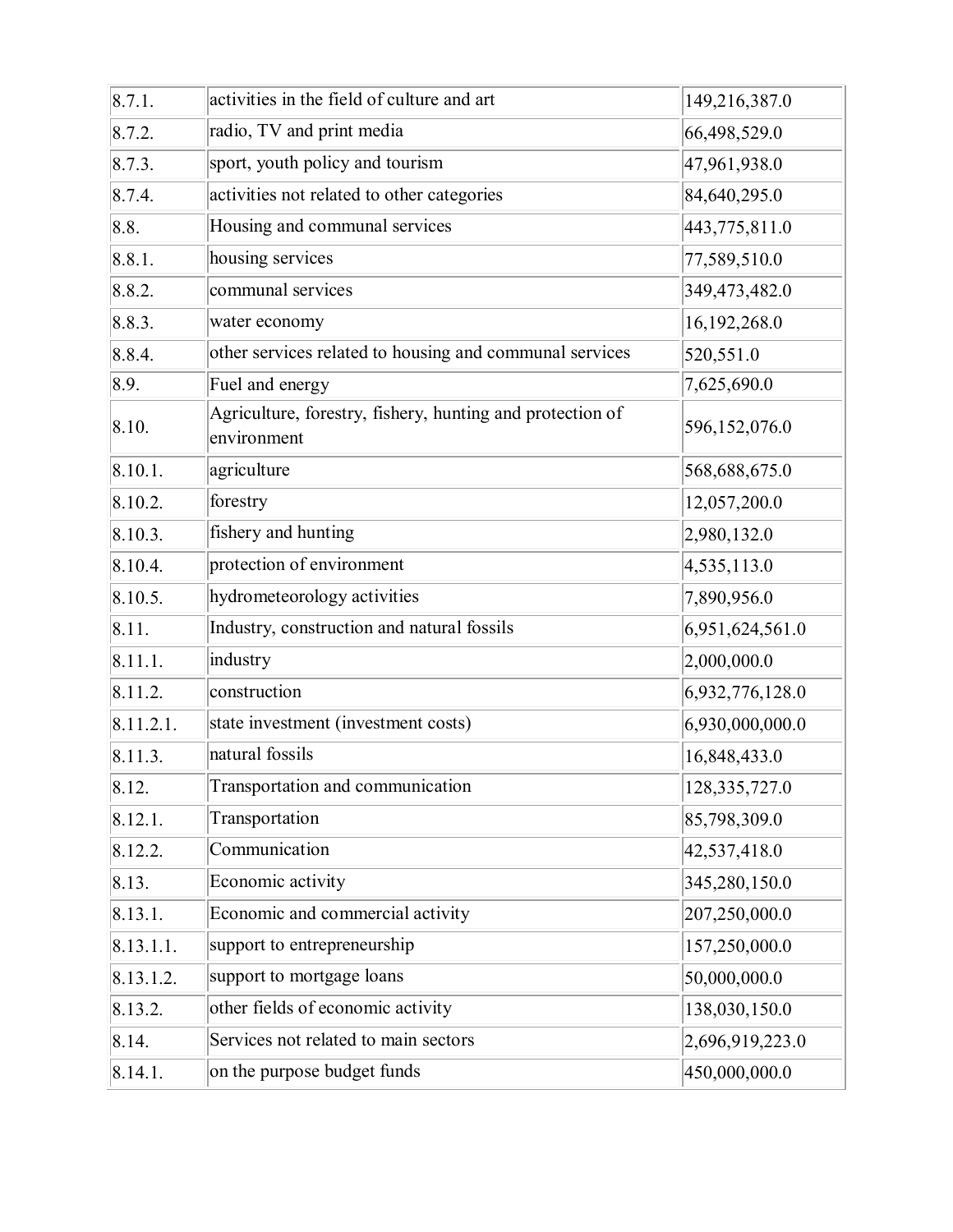| | | |
|---|---|---|
| 8.7.1. | activities in the field of culture and art | 149,216,387.0 |
| 8.7.2. | radio, TV and print media | 66,498,529.0 |
| 8.7.3. | sport, youth policy and tourism | 47,961,938.0 |
| 8.7.4. | activities not related to other categories | 84,640,295.0 |
| 8.8. | Housing and communal services | 443,775,811.0 |
| 8.8.1. | housing services | 77,589,510.0 |
| 8.8.2. | communal services | 349,473,482.0 |
| 8.8.3. | water economy | 16,192,268.0 |
| 8.8.4. | other services related to housing and communal services | 520,551.0 |
| 8.9. | Fuel and energy | 7,625,690.0 |
| 8.10. | Agriculture, forestry, fishery, hunting and protection of environment | 596,152,076.0 |
| 8.10.1. | agriculture | 568,688,675.0 |
| 8.10.2. | forestry | 12,057,200.0 |
| 8.10.3. | fishery and hunting | 2,980,132.0 |
| 8.10.4. | protection of environment | 4,535,113.0 |
| 8.10.5. | hydrometeorology activities | 7,890,956.0 |
| 8.11. | Industry, construction and natural fossils | 6,951,624,561.0 |
| 8.11.1. | industry | 2,000,000.0 |
| 8.11.2. | construction | 6,932,776,128.0 |
| 8.11.2.1. | state investment (investment costs) | 6,930,000,000.0 |
| 8.11.3. | natural fossils | 16,848,433.0 |
| 8.12. | Transportation and communication | 128,335,727.0 |
| 8.12.1. | Transportation | 85,798,309.0 |
| 8.12.2. | Communication | 42,537,418.0 |
| 8.13. | Economic activity | 345,280,150.0 |
| 8.13.1. | Economic and commercial activity | 207,250,000.0 |
| 8.13.1.1. | support to entrepreneurship | 157,250,000.0 |
| 8.13.1.2. | support to mortgage loans | 50,000,000.0 |
| 8.13.2. | other fields of economic activity | 138,030,150.0 |
| 8.14. | Services not related to main sectors | 2,696,919,223.0 |
| 8.14.1. | on the purpose budget funds | 450,000,000.0 |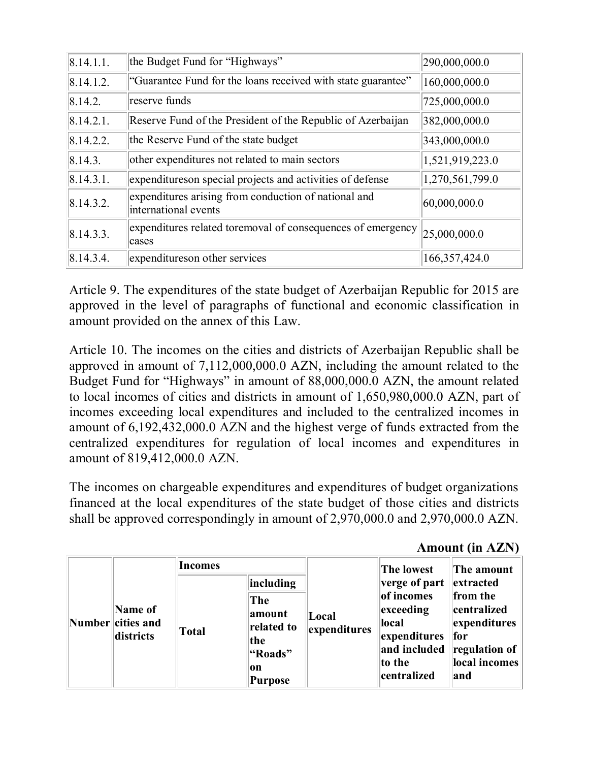| | | |
|---|---|---|
| 8.14.1.1. | the Budget Fund for “Highways” | 290,000,000.0 |
| 8.14.1.2. | “Guarantee Fund for the loans received with state guarantee” | 160,000,000.0 |
| 8.14.2. | reserve funds | 725,000,000.0 |
| 8.14.2.1. | Reserve Fund of the President of the Republic of Azerbaijan | 382,000,000.0 |
| 8.14.2.2. | the Reserve Fund of the state budget | 343,000,000.0 |
| 8.14.3. | other expenditures not related to main sectors | 1,521,919,223.0 |
| 8.14.3.1. | expenditureson special projects and activities of defense | 1,270,561,799.0 |
| 8.14.3.2. | expenditures arising from conduction of national and international events | 60,000,000.0 |
| 8.14.3.3. | expenditures related toremoval of consequences of emergency cases | 25,000,000.0 |
| 8.14.3.4. | expenditureson other services | 166,357,424.0 |

Article 9. The expenditures of the state budget of Azerbaijan Republic for 2015 are approved in the level of paragraphs of functional and economic classification in amount provided on the annex of this Law.

Article 10. The incomes on the cities and districts of Azerbaijan Republic shall be approved in amount of 7,112,000,000.0 AZN, including the amount related to the Budget Fund for “Highways” in amount of 88,000,000.0 AZN, the amount related to local incomes of cities and districts in amount of 1,650,980,000.0 AZN, part of incomes exceeding local expenditures and included to the centralized incomes in amount of 6,192,432,000.0 AZN and the highest verge of funds extracted from the centralized expenditures for regulation of local incomes and expenditures in amount of 819,412,000.0 AZN.

The incomes on chargeable expenditures and expenditures of budget organizations financed at the local expenditures of the state budget of those cities and districts shall be approved correspondingly in amount of 2,970,000.0 and 2,970,000.0 AZN.

**Amount (in AZN)**

| Number | Name of cities and districts | Incomes | | Local expenditures | The lowest verge of part of incomes exceeding local expenditures and included to the centralized | The amount extracted from the centralized expenditures for regulation of local incomes and |
|---|---|---|---|---|---|---|
| | | Total | including The amount related to the “Roads” on Purpose | | | |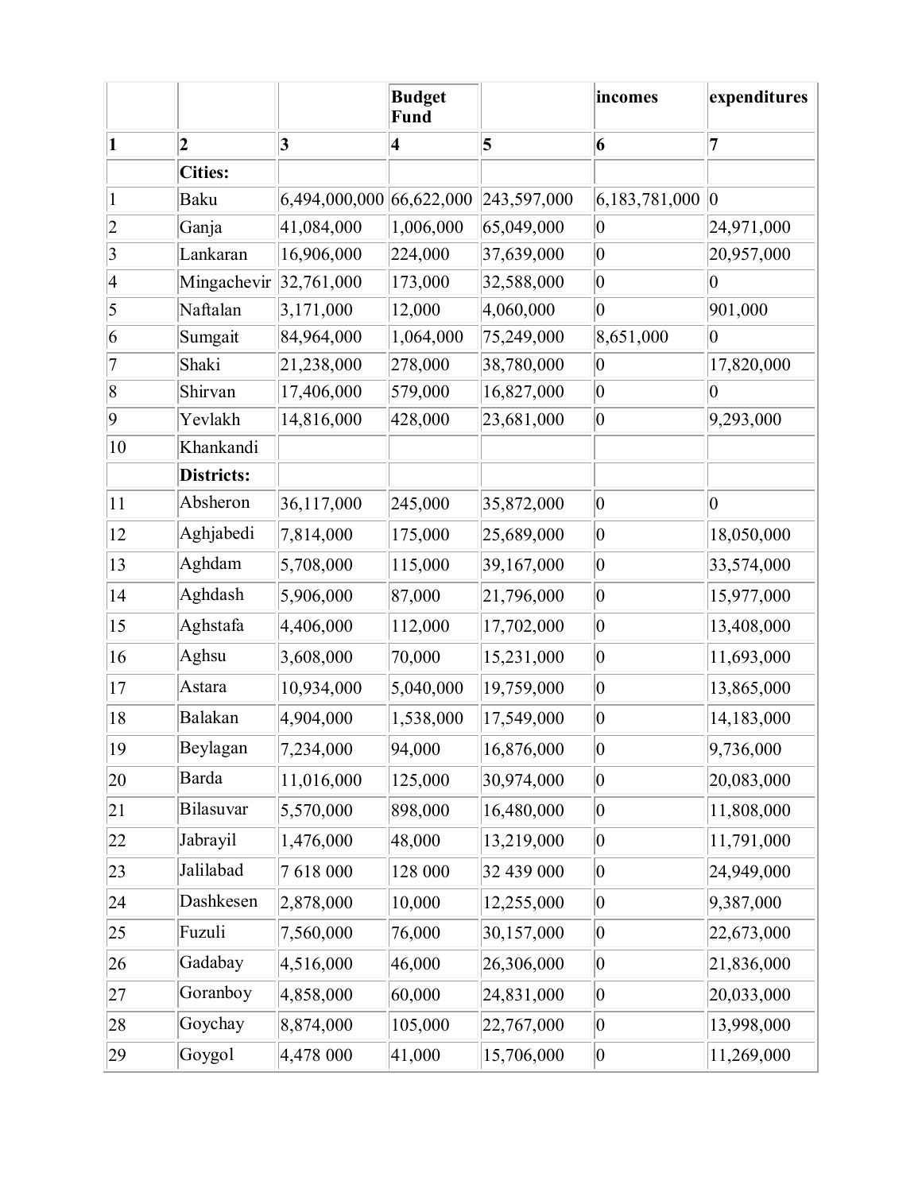|  |  |  | Budget Fund |  | incomes | expenditures |
|---|---|---|---|---|---|---|
| **1** | **2** | **3** | **4** | **5** | **6** | **7** |
|  | **Cities:** |  |  |  |  |  |
| 1 | Baku | 6,494,000,000 | 66,622,000 | 243,597,000 | 6,183,781,000 | 0 |
| 2 | Ganja | 41,084,000 | 1,006,000 | 65,049,000 | 0 | 24,971,000 |
| 3 | Lankaran | 16,906,000 | 224,000 | 37,639,000 | 0 | 20,957,000 |
| 4 | Mingachevir | 32,761,000 | 173,000 | 32,588,000 | 0 | 0 |
| 5 | Naftalan | 3,171,000 | 12,000 | 4,060,000 | 0 | 901,000 |
| 6 | Sumgait | 84,964,000 | 1,064,000 | 75,249,000 | 8,651,000 | 0 |
| 7 | Shaki | 21,238,000 | 278,000 | 38,780,000 | 0 | 17,820,000 |
| 8 | Shirvan | 17,406,000 | 579,000 | 16,827,000 | 0 | 0 |
| 9 | Yevlakh | 14,816,000 | 428,000 | 23,681,000 | 0 | 9,293,000 |
| 10 | Khankandi |  |  |  |  |  |
|  | **Districts:** |  |  |  |  |  |
| 11 | Absheron | 36,117,000 | 245,000 | 35,872,000 | 0 | 0 |
| 12 | Aghjabedi | 7,814,000 | 175,000 | 25,689,000 | 0 | 18,050,000 |
| 13 | Aghdam | 5,708,000 | 115,000 | 39,167,000 | 0 | 33,574,000 |
| 14 | Aghdash | 5,906,000 | 87,000 | 21,796,000 | 0 | 15,977,000 |
| 15 | Aghstafa | 4,406,000 | 112,000 | 17,702,000 | 0 | 13,408,000 |
| 16 | Aghsu | 3,608,000 | 70,000 | 15,231,000 | 0 | 11,693,000 |
| 17 | Astara | 10,934,000 | 5,040,000 | 19,759,000 | 0 | 13,865,000 |
| 18 | Balakan | 4,904,000 | 1,538,000 | 17,549,000 | 0 | 14,183,000 |
| 19 | Beylagan | 7,234,000 | 94,000 | 16,876,000 | 0 | 9,736,000 |
| 20 | Barda | 11,016,000 | 125,000 | 30,974,000 | 0 | 20,083,000 |
| 21 | Bilasuvar | 5,570,000 | 898,000 | 16,480,000 | 0 | 11,808,000 |
| 22 | Jabrayil | 1,476,000 | 48,000 | 13,219,000 | 0 | 11,791,000 |
| 23 | Jalilabad | 7 618 000 | 128 000 | 32 439 000 | 0 | 24,949,000 |
| 24 | Dashkesen | 2,878,000 | 10,000 | 12,255,000 | 0 | 9,387,000 |
| 25 | Fuzuli | 7,560,000 | 76,000 | 30,157,000 | 0 | 22,673,000 |
| 26 | Gadabay | 4,516,000 | 46,000 | 26,306,000 | 0 | 21,836,000 |
| 27 | Goranboy | 4,858,000 | 60,000 | 24,831,000 | 0 | 20,033,000 |
| 28 | Goychay | 8,874,000 | 105,000 | 22,767,000 | 0 | 13,998,000 |
| 29 | Goygol | 4,478 000 | 41,000 | 15,706,000 | 0 | 11,269,000 |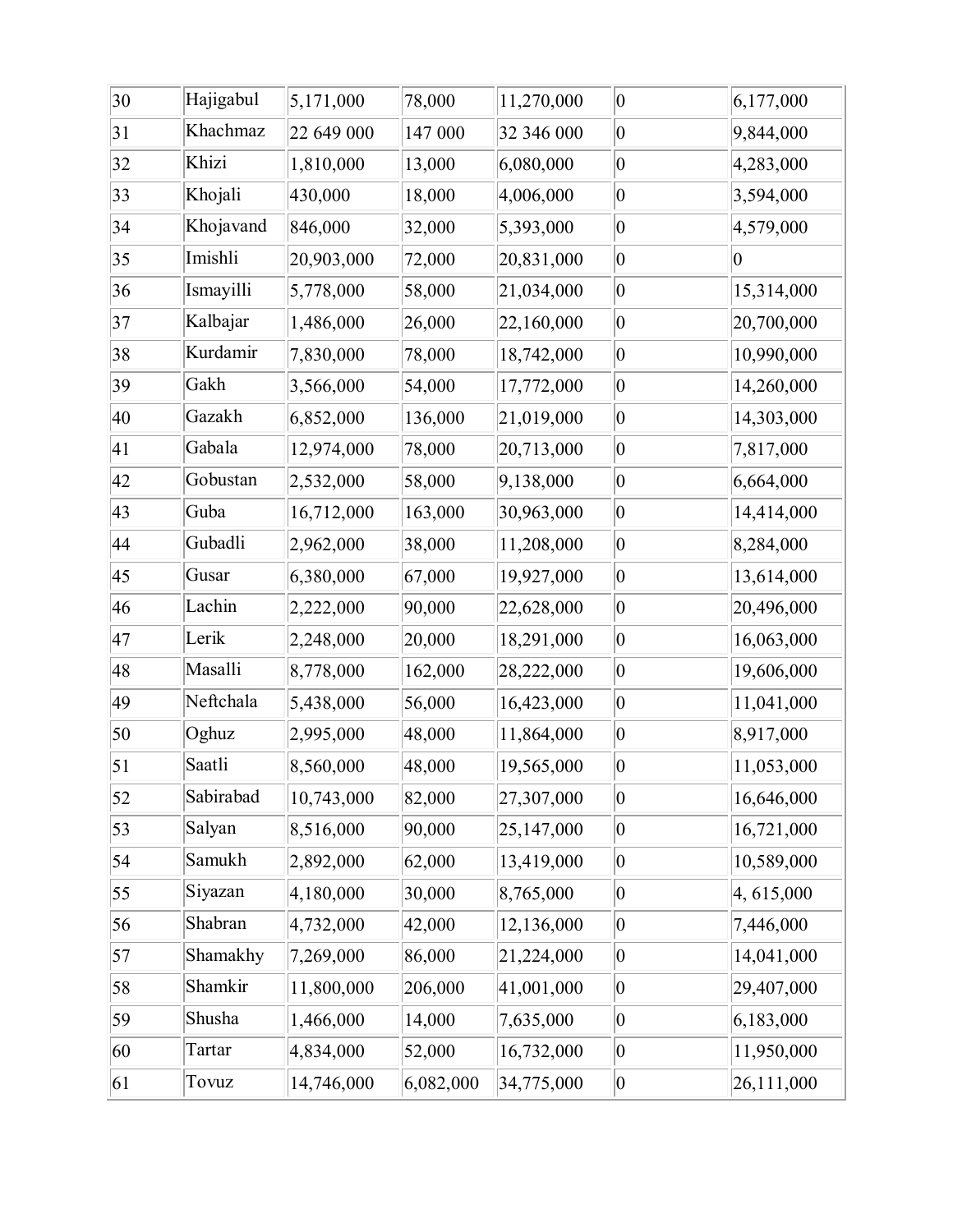| 30 | Hajigabul | 5,171,000 | 78,000 | 11,270,000 | 0 | 6,177,000 |
|---|---|---|---|---|---|---|
| 31 | Khachmaz | 22 649 000 | 147 000 | 32 346 000 | 0 | 9,844,000 |
| 32 | Khizi | 1,810,000 | 13,000 | 6,080,000 | 0 | 4,283,000 |
| 33 | Khojali | 430,000 | 18,000 | 4,006,000 | 0 | 3,594,000 |
| 34 | Khojavand | 846,000 | 32,000 | 5,393,000 | 0 | 4,579,000 |
| 35 | Imishli | 20,903,000 | 72,000 | 20,831,000 | 0 | 0 |
| 36 | Ismayilli | 5,778,000 | 58,000 | 21,034,000 | 0 | 15,314,000 |
| 37 | Kalbajar | 1,486,000 | 26,000 | 22,160,000 | 0 | 20,700,000 |
| 38 | Kurdamir | 7,830,000 | 78,000 | 18,742,000 | 0 | 10,990,000 |
| 39 | Gakh | 3,566,000 | 54,000 | 17,772,000 | 0 | 14,260,000 |
| 40 | Gazakh | 6,852,000 | 136,000 | 21,019,000 | 0 | 14,303,000 |
| 41 | Gabala | 12,974,000 | 78,000 | 20,713,000 | 0 | 7,817,000 |
| 42 | Gobustan | 2,532,000 | 58,000 | 9,138,000 | 0 | 6,664,000 |
| 43 | Guba | 16,712,000 | 163,000 | 30,963,000 | 0 | 14,414,000 |
| 44 | Gubadli | 2,962,000 | 38,000 | 11,208,000 | 0 | 8,284,000 |
| 45 | Gusar | 6,380,000 | 67,000 | 19,927,000 | 0 | 13,614,000 |
| 46 | Lachin | 2,222,000 | 90,000 | 22,628,000 | 0 | 20,496,000 |
| 47 | Lerik | 2,248,000 | 20,000 | 18,291,000 | 0 | 16,063,000 |
| 48 | Masalli | 8,778,000 | 162,000 | 28,222,000 | 0 | 19,606,000 |
| 49 | Neftchala | 5,438,000 | 56,000 | 16,423,000 | 0 | 11,041,000 |
| 50 | Oghuz | 2,995,000 | 48,000 | 11,864,000 | 0 | 8,917,000 |
| 51 | Saatli | 8,560,000 | 48,000 | 19,565,000 | 0 | 11,053,000 |
| 52 | Sabirabad | 10,743,000 | 82,000 | 27,307,000 | 0 | 16,646,000 |
| 53 | Salyan | 8,516,000 | 90,000 | 25,147,000 | 0 | 16,721,000 |
| 54 | Samukh | 2,892,000 | 62,000 | 13,419,000 | 0 | 10,589,000 |
| 55 | Siyazan | 4,180,000 | 30,000 | 8,765,000 | 0 | 4, 615,000 |
| 56 | Shabran | 4,732,000 | 42,000 | 12,136,000 | 0 | 7,446,000 |
| 57 | Shamakhy | 7,269,000 | 86,000 | 21,224,000 | 0 | 14,041,000 |
| 58 | Shamkir | 11,800,000 | 206,000 | 41,001,000 | 0 | 29,407,000 |
| 59 | Shusha | 1,466,000 | 14,000 | 7,635,000 | 0 | 6,183,000 |
| 60 | Tartar | 4,834,000 | 52,000 | 16,732,000 | 0 | 11,950,000 |
| 61 | Tovuz | 14,746,000 | 6,082,000 | 34,775,000 | 0 | 26,111,000 |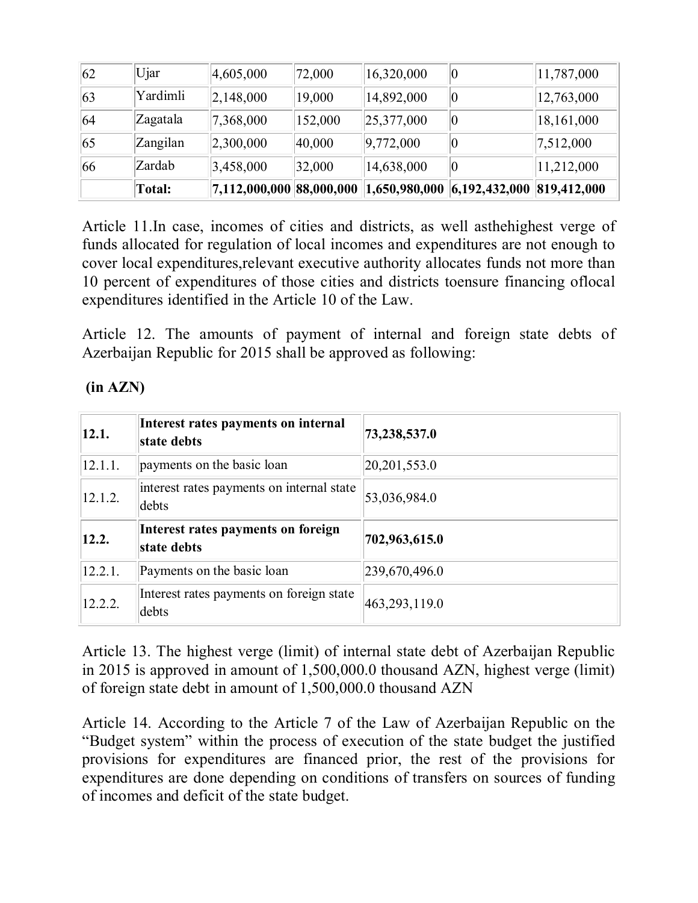| | | | | | | |
|---|---|---|---|---|---|---|
| 62 | Ujar | 4,605,000 | 72,000 | 16,320,000 | 0 | 11,787,000 |
| 63 | Yardimli | 2,148,000 | 19,000 | 14,892,000 | 0 | 12,763,000 |
| 64 | Zagatala | 7,368,000 | 152,000 | 25,377,000 | 0 | 18,161,000 |
| 65 | Zangilan | 2,300,000 | 40,000 | 9,772,000 | 0 | 7,512,000 |
| 66 | Zardab | 3,458,000 | 32,000 | 14,638,000 | 0 | 11,212,000 |
| | **Total:** | **7,112,000,000** | **88,000,000** | **1,650,980,000** | **6,192,432,000** | **819,412,000** |

Article 11.In case, incomes of cities and districts, as well asthehighest verge of funds allocated for regulation of local incomes and expenditures are not enough to cover local expenditures,relevant executive authority allocates funds not more than 10 percent of expenditures of those cities and districts toensure financing oflocal expenditures identified in the Article 10 of the Law.

Article 12. The amounts of payment of internal and foreign state debts of Azerbaijan Republic for 2015 shall be approved as following:

**(in AZN)**

| | | |
|---|---|---|
| **12.1.** | **Interest rates payments on internal state debts** | **73,238,537.0** |
| 12.1.1. | payments on the basic loan | 20,201,553.0 |
| 12.1.2. | interest rates payments on internal state debts | 53,036,984.0 |
| **12.2.** | **Interest rates payments on foreign state debts** | **702,963,615.0** |
| 12.2.1. | Payments on the basic loan | 239,670,496.0 |
| 12.2.2. | Interest rates payments on foreign state debts | 463,293,119.0 |

Article 13. The highest verge (limit) of internal state debt of Azerbaijan Republic in 2015 is approved in amount of 1,500,000.0 thousand AZN, highest verge (limit) of foreign state debt in amount of 1,500,000.0 thousand AZN

Article 14. According to the Article 7 of the Law of Azerbaijan Republic on the "Budget system" within the process of execution of the state budget the justified provisions for expenditures are financed prior, the rest of the provisions for expenditures are done depending on conditions of transfers on sources of funding of incomes and deficit of the state budget.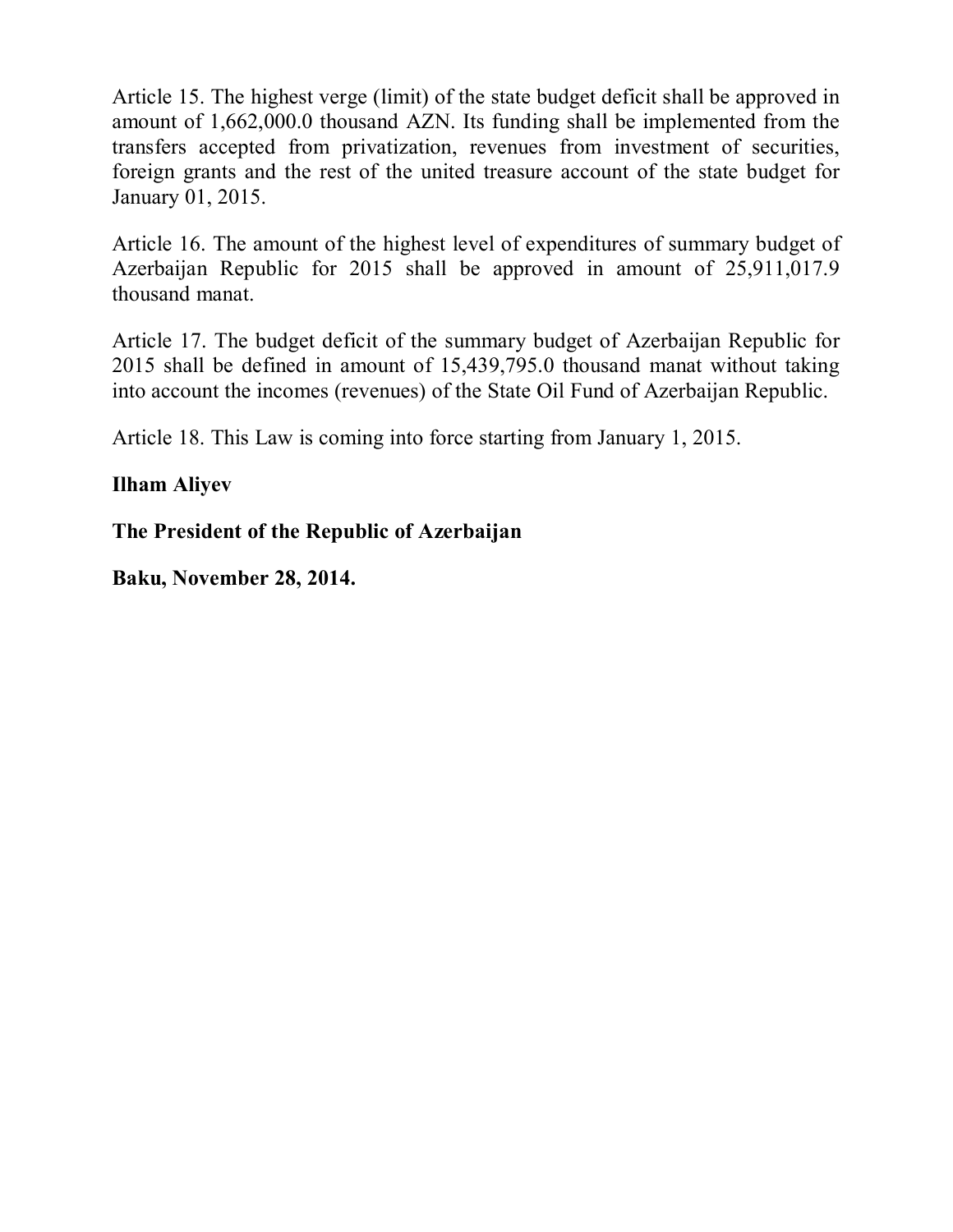Article 15. The highest verge (limit) of the state budget deficit shall be approved in amount of 1,662,000.0 thousand AZN. Its funding shall be implemented from the transfers accepted from privatization, revenues from investment of securities, foreign grants and the rest of the united treasure account of the state budget for January 01, 2015.

Article 16. The amount of the highest level of expenditures of summary budget of Azerbaijan Republic for 2015 shall be approved in amount of 25,911,017.9 thousand manat.

Article 17. The budget deficit of the summary budget of Azerbaijan Republic for 2015 shall be defined in amount of 15,439,795.0 thousand manat without taking into account the incomes (revenues) of the State Oil Fund of Azerbaijan Republic.

Article 18. This Law is coming into force starting from January 1, 2015.

**Ilham Aliyev**

**The President of the Republic of Azerbaijan**

**Baku, November 28, 2014.**